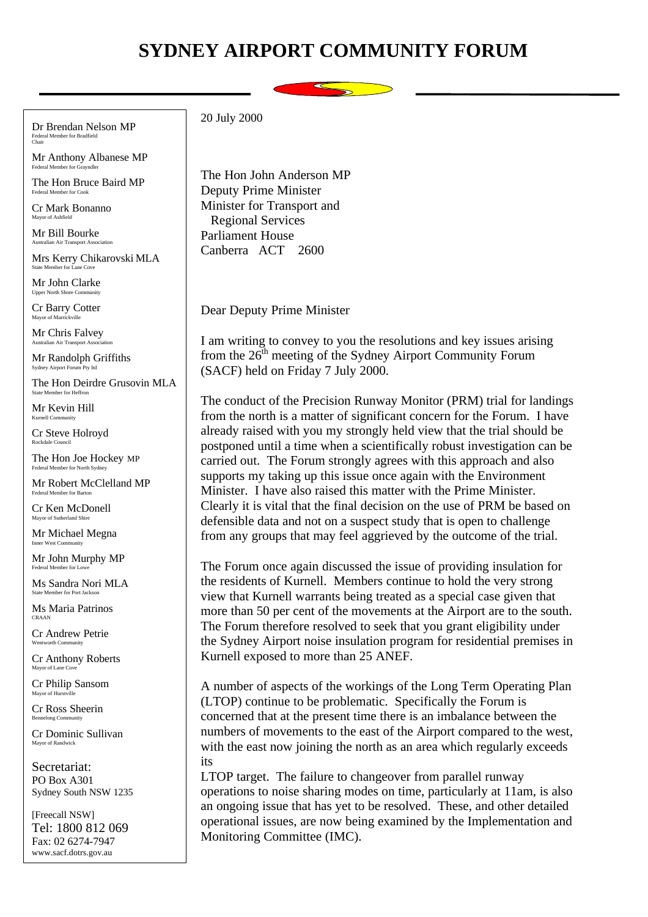# SYDNEY AIRPORT COMMUNITY FORUM

Dr Brendan Nelson MP
Federal Member for Bradfield
Chair

Mr Anthony Albanese MP
Federal Member for Grayndler

The Hon Bruce Baird MP
Federal Member for Cook

Cr Mark Bonanno
Mayor of Ashfield

Mr Bill Bourke
Australian Air Transport Association

Mrs Kerry Chikarovski MLA
State Member for Lane Cove

Mr John Clarke
Upper North Shore Community

Cr Barry Cotter
Mayor of Marrickville

Mr Chris Falvey
Australian Air Transport Association

Mr Randolph Griffiths
Sydney Airport Forum Pty ltd

The Hon Deirdre Grusovin MLA
State Member for Heffron

Mr Kevin Hill
Kurnell Community

Cr Steve Holroyd
Rockdale Council

The Hon Joe Hockey MP
Federal Member for North Sydney

Mr Robert McClelland MP
Federal Member for Barton

Cr Ken McDonell
Mayor of Sutherland Shire

Mr Michael Megna
Inner West Community

Mr John Murphy MP
Federal Member for Lowe

Ms Sandra Nori MLA
State Member for Port Jackson

Ms Maria Patrinos
CRAAN

Cr Andrew Petrie
Wentworth Community

Cr Anthony Roberts
Mayor of Lane Cove

Cr Philip Sansom
Mayor of Hurstville

Cr Ross Sheerin
Bennelong Community

Cr Dominic Sullivan
Mayor of Randwick

Secretariat:
PO Box A301
Sydney South NSW 1235

[Freecall NSW]
Tel: 1800 812 069
Fax: 02 6274-7947
www.sacf.dotrs.gov.au

20 July 2000

The Hon John Anderson MP
Deputy Prime Minister
Minister for Transport and
Regional Services
Parliament House
Canberra ACT 2600

Dear Deputy Prime Minister

I am writing to convey to you the resolutions and key issues arising from the 26th meeting of the Sydney Airport Community Forum (SACF) held on Friday 7 July 2000.

The conduct of the Precision Runway Monitor (PRM) trial for landings from the north is a matter of significant concern for the Forum. I have already raised with you my strongly held view that the trial should be postponed until a time when a scientifically robust investigation can be carried out. The Forum strongly agrees with this approach and also supports my taking up this issue once again with the Environment Minister. I have also raised this matter with the Prime Minister. Clearly it is vital that the final decision on the use of PRM be based on defensible data and not on a suspect study that is open to challenge from any groups that may feel aggrieved by the outcome of the trial.

The Forum once again discussed the issue of providing insulation for the residents of Kurnell. Members continue to hold the very strong view that Kurnell warrants being treated as a special case given that more than 50 per cent of the movements at the Airport are to the south. The Forum therefore resolved to seek that you grant eligibility under the Sydney Airport noise insulation program for residential premises in Kurnell exposed to more than 25 ANEF.

A number of aspects of the workings of the Long Term Operating Plan (LTOP) continue to be problematic. Specifically the Forum is concerned that at the present time there is an imbalance between the numbers of movements to the east of the Airport compared to the west, with the east now joining the north as an area which regularly exceeds its LTOP target. The failure to changeover from parallel runway operations to noise sharing modes on time, particularly at 11am, is also an ongoing issue that has yet to be resolved. These, and other detailed operational issues, are now being examined by the Implementation and Monitoring Committee (IMC).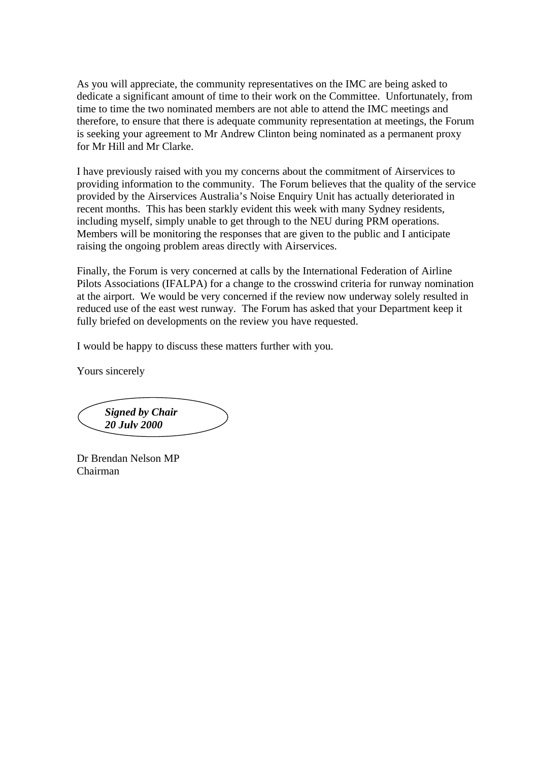As you will appreciate, the community representatives on the IMC are being asked to dedicate a significant amount of time to their work on the Committee. Unfortunately, from time to time the two nominated members are not able to attend the IMC meetings and therefore, to ensure that there is adequate community representation at meetings, the Forum is seeking your agreement to Mr Andrew Clinton being nominated as a permanent proxy for Mr Hill and Mr Clarke.

I have previously raised with you my concerns about the commitment of Airservices to providing information to the community. The Forum believes that the quality of the service provided by the Airservices Australia's Noise Enquiry Unit has actually deteriorated in recent months. This has been starkly evident this week with many Sydney residents, including myself, simply unable to get through to the NEU during PRM operations. Members will be monitoring the responses that are given to the public and I anticipate raising the ongoing problem areas directly with Airservices.

Finally, the Forum is very concerned at calls by the International Federation of Airline Pilots Associations (IFALPA) for a change to the crosswind criteria for runway nomination at the airport. We would be very concerned if the review now underway solely resulted in reduced use of the east west runway. The Forum has asked that your Department keep it fully briefed on developments on the review you have requested.

I would be happy to discuss these matters further with you.

Yours sincerely

***Signed by Chair***
***20 July 2000***

Dr Brendan Nelson MP
Chairman